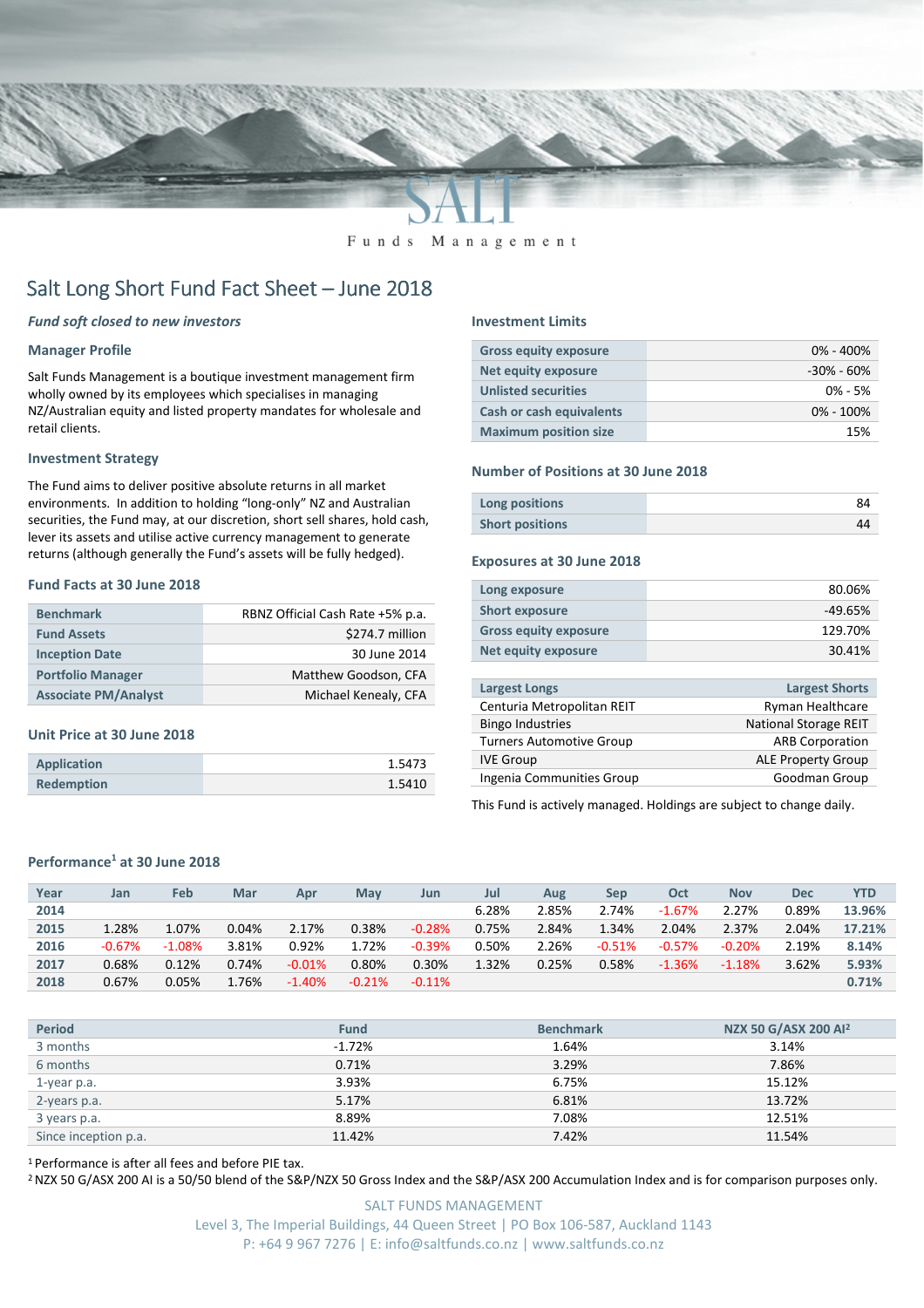SALT

Funds Management

# Salt Long Short Fund Fact Sheet – June 2018

*Fund soft closed to new investors*

### Manager Profile

Salt Funds Management is a boutique investment management firm wholly owned by its employees which specialises in managing NZ/Australian equity and listed property mandates for wholesale and retail clients.

### Investment Strategy

The Fund aims to deliver positive absolute returns in all market environments. In addition to holding "long-only" NZ and Australian securities, the Fund may, at our discretion, short sell shares, hold cash, lever its assets and utilise active currency management to generate returns (although generally the Fund's assets will be fully hedged).

### Fund Facts at 30 June 2018

| | |
|---|---|
| **Benchmark** | RBNZ Official Cash Rate +5% p.a. |
| **Fund Assets** | $274.7 million |
| **Inception Date** | 30 June 2014 |
| **Portfolio Manager** | Matthew Goodson, CFA |
| **Associate PM/Analyst** | Michael Kenealy, CFA |

### Unit Price at 30 June 2018

| | |
|---|---|
| **Application** | 1.5473 |
| **Redemption** | 1.5410 |

### Investment Limits

| | |
|---|---|
| **Gross equity exposure** | 0% - 400% |
| **Net equity exposure** | -30% - 60% |
| **Unlisted securities** | 0% - 5% |
| **Cash or cash equivalents** | 0% - 100% |
| **Maximum position size** | 15% |

### Number of Positions at 30 June 2018

| | |
|---|---|
| **Long positions** | 84 |
| **Short positions** | 44 |

### Exposures at 30 June 2018

| | |
|---|---|
| **Long exposure** | 80.06% |
| **Short exposure** | -49.65% |
| **Gross equity exposure** | 129.70% |
| **Net equity exposure** | 30.41% |

| Largest Longs | Largest Shorts |
|---|---|
| Centuria Metropolitan REIT | Ryman Healthcare |
| Bingo Industries | National Storage REIT |
| Turners Automotive Group | ARB Corporation |
| IVE Group | ALE Property Group |
| Ingenia Communities Group | Goodman Group |

This Fund is actively managed. Holdings are subject to change daily.

### Performance[1] at 30 June 2018

| Year | Jan | Feb | Mar | Apr | May | Jun | Jul | Aug | Sep | Oct | Nov | Dec | YTD |
|---|---|---|---|---|---|---|---|---|---|---|---|---|---|
| **2014** | | | | | | | 6.28% | 2.85% | 2.74% | -1.67% | 2.27% | 0.89% | **13.96%** |
| **2015** | 1.28% | 1.07% | 0.04% | 2.17% | 0.38% | -0.28% | 0.75% | 2.84% | 1.34% | 2.04% | 2.37% | 2.04% | **17.21%** |
| **2016** | -0.67% | -1.08% | 3.81% | 0.92% | 1.72% | -0.39% | 0.50% | 2.26% | -0.51% | -0.57% | -0.20% | 2.19% | **8.14%** |
| **2017** | 0.68% | 0.12% | 0.74% | -0.01% | 0.80% | 0.30% | 1.32% | 0.25% | 0.58% | -1.36% | -1.18% | 3.62% | **5.93%** |
| **2018** | 0.67% | 0.05% | 1.76% | -1.40% | -0.21% | -0.11% | | | | | | | **0.71%** |

| Period | Fund | Benchmark | NZX 50 G/ASX 200 AI[2] |
|---|---|---|---|
| 3 months | -1.72% | 1.64% | 3.14% |
| 6 months | 0.71% | 3.29% | 7.86% |
| 1-year p.a. | 3.93% | 6.75% | 15.12% |
| 2-years p.a. | 5.17% | 6.81% | 13.72% |
| 3 years p.a. | 8.89% | 7.08% | 12.51% |
| Since inception p.a. | 11.42% | 7.42% | 11.54% |

[1] Performance is after all fees and before PIE tax.

[2] NZX 50 G/ASX 200 AI is a 50/50 blend of the S&P/NZX 50 Gross Index and the S&P/ASX 200 Accumulation Index and is for comparison purposes only.

SALT FUNDS MANAGEMENT
Level 3, The Imperial Buildings, 44 Queen Street | PO Box 106-587, Auckland 1143
P: +64 9 967 7276 | E: info@saltfunds.co.nz | www.saltfunds.co.nz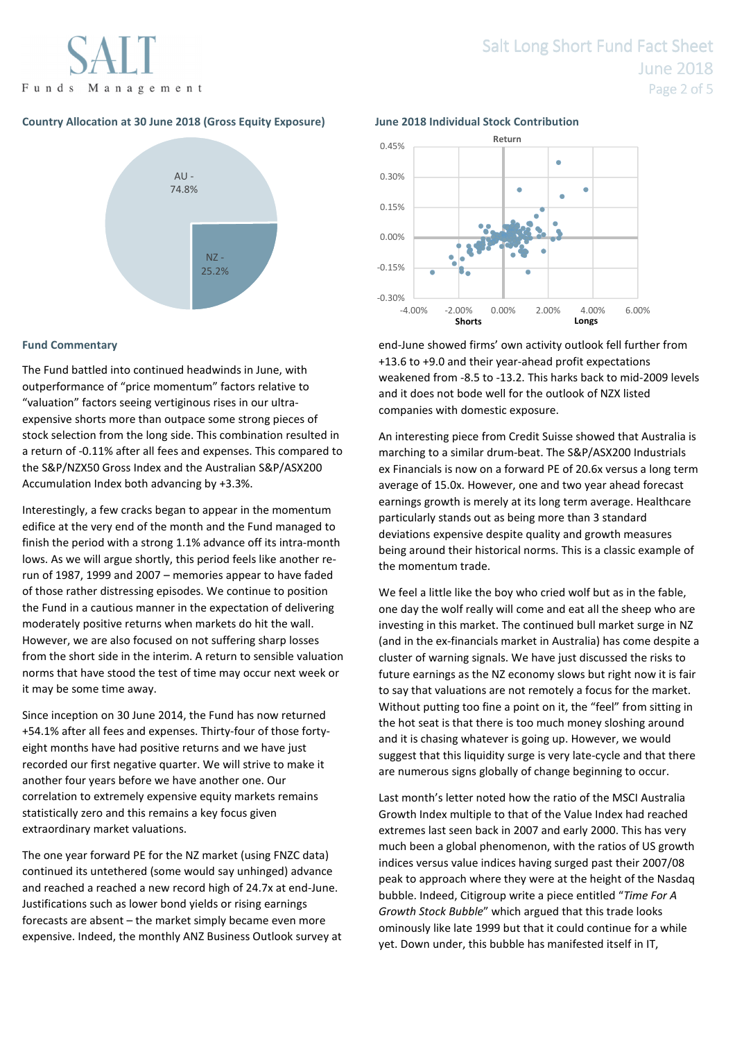## Country Allocation at 30 June 2018 (Gross Equity Exposure)

AU - 74.8%

NZ - 25.2%

## June 2018 Individual Stock Contribution

## Fund Commentary

The Fund battled into continued headwinds in June, with outperformance of "price momentum" factors relative to "valuation" factors seeing vertiginous rises in our ultra-expensive shorts more than outpace some strong pieces of stock selection from the long side. This combination resulted in a return of -0.11% after all fees and expenses. This compared to the S&P/NZX50 Gross Index and the Australian S&P/ASX200 Accumulation Index both advancing by +3.3%.

Interestingly, a few cracks began to appear in the momentum edifice at the very end of the month and the Fund managed to finish the period with a strong 1.1% advance off its intra-month lows. As we will argue shortly, this period feels like another re-run of 1987, 1999 and 2007 – memories appear to have faded of those rather distressing episodes. We continue to position the Fund in a cautious manner in the expectation of delivering moderately positive returns when markets do hit the wall. However, we are also focused on not suffering sharp losses from the short side in the interim. A return to sensible valuation norms that have stood the test of time may occur next week or it may be some time away.

Since inception on 30 June 2014, the Fund has now returned +54.1% after all fees and expenses. Thirty-four of those forty-eight months have had positive returns and we have just recorded our first negative quarter. We will strive to make it another four years before we have another one. Our correlation to extremely expensive equity markets remains statistically zero and this remains a key focus given extraordinary market valuations.

The one year forward PE for the NZ market (using FNZC data) continued its untethered (some would say unhinged) advance and reached a reached a new record high of 24.7x at end-June. Justifications such as lower bond yields or rising earnings forecasts are absent – the market simply became even more expensive. Indeed, the monthly ANZ Business Outlook survey at end-June showed firms' own activity outlook fell further from +13.6 to +9.0 and their year-ahead profit expectations weakened from -8.5 to -13.2. This harks back to mid-2009 levels and it does not bode well for the outlook of NZX listed companies with domestic exposure.

An interesting piece from Credit Suisse showed that Australia is marching to a similar drum-beat. The S&P/ASX200 Industrials ex Financials is now on a forward PE of 20.6x versus a long term average of 15.0x. However, one and two year ahead forecast earnings growth is merely at its long term average. Healthcare particularly stands out as being more than 3 standard deviations expensive despite quality and growth measures being around their historical norms. This is a classic example of the momentum trade.

We feel a little like the boy who cried wolf but as in the fable, one day the wolf really will come and eat all the sheep who are investing in this market. The continued bull market surge in NZ (and in the ex-financials market in Australia) has come despite a cluster of warning signals. We have just discussed the risks to future earnings as the NZ economy slows but right now it is fair to say that valuations are not remotely a focus for the market. Without putting too fine a point on it, the "feel" from sitting in the hot seat is that there is too much money sloshing around and it is chasing whatever is going up. However, we would suggest that this liquidity surge is very late-cycle and that there are numerous signs globally of change beginning to occur.

Last month's letter noted how the ratio of the MSCI Australia Growth Index multiple to that of the Value Index had reached extremes last seen back in 2007 and early 2000. This has very much been a global phenomenon, with the ratios of US growth indices versus value indices having surged past their 2007/08 peak to approach where they were at the height of the Nasdaq bubble. Indeed, Citigroup write a piece entitled "*Time For A Growth Stock Bubble*" which argued that this trade looks ominously like late 1999 but that it could continue for a while yet. Down under, this bubble has manifested itself in IT,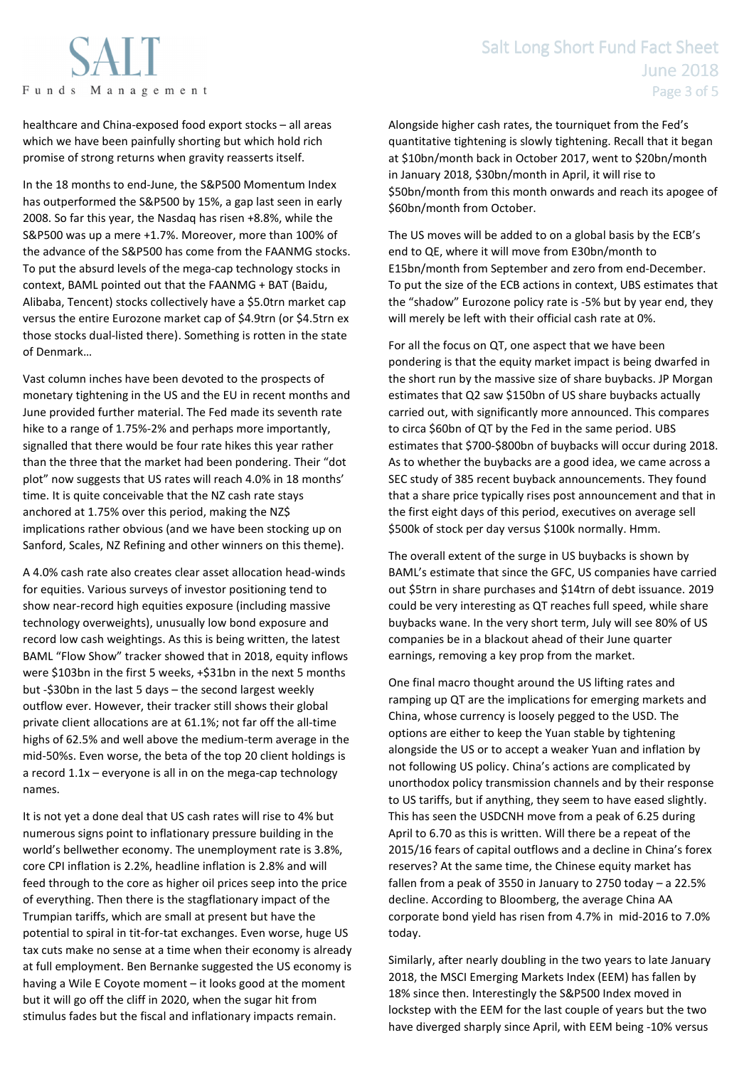healthcare and China-exposed food export stocks – all areas which we have been painfully shorting but which hold rich promise of strong returns when gravity reasserts itself.

In the 18 months to end-June, the S&P500 Momentum Index has outperformed the S&P500 by 15%, a gap last seen in early 2008. So far this year, the Nasdaq has risen +8.8%, while the S&P500 was up a mere +1.7%. Moreover, more than 100% of the advance of the S&P500 has come from the FAANMG stocks. To put the absurd levels of the mega-cap technology stocks in context, BAML pointed out that the FAANMG + BAT (Baidu, Alibaba, Tencent) stocks collectively have a $5.0trn market cap versus the entire Eurozone market cap of $4.9trn (or $4.5trn ex those stocks dual-listed there). Something is rotten in the state of Denmark…

Vast column inches have been devoted to the prospects of monetary tightening in the US and the EU in recent months and June provided further material. The Fed made its seventh rate hike to a range of 1.75%-2% and perhaps more importantly, signalled that there would be four rate hikes this year rather than the three that the market had been pondering. Their "dot plot" now suggests that US rates will reach 4.0% in 18 months' time. It is quite conceivable that the NZ cash rate stays anchored at 1.75% over this period, making the NZ$ implications rather obvious (and we have been stocking up on Sanford, Scales, NZ Refining and other winners on this theme).

A 4.0% cash rate also creates clear asset allocation head-winds for equities. Various surveys of investor positioning tend to show near-record high equities exposure (including massive technology overweights), unusually low bond exposure and record low cash weightings. As this is being written, the latest BAML "Flow Show" tracker showed that in 2018, equity inflows were $103bn in the first 5 weeks, +$31bn in the next 5 months but -$30bn in the last 5 days – the second largest weekly outflow ever. However, their tracker still shows their global private client allocations are at 61.1%; not far off the all-time highs of 62.5% and well above the medium-term average in the mid-50%s. Even worse, the beta of the top 20 client holdings is a record 1.1x – everyone is all in on the mega-cap technology names.

It is not yet a done deal that US cash rates will rise to 4% but numerous signs point to inflationary pressure building in the world's bellwether economy. The unemployment rate is 3.8%, core CPI inflation is 2.2%, headline inflation is 2.8% and will feed through to the core as higher oil prices seep into the price of everything. Then there is the stagflationary impact of the Trumpian tariffs, which are small at present but have the potential to spiral in tit-for-tat exchanges. Even worse, huge US tax cuts make no sense at a time when their economy is already at full employment. Ben Bernanke suggested the US economy is having a Wile E Coyote moment – it looks good at the moment but it will go off the cliff in 2020, when the sugar hit from stimulus fades but the fiscal and inflationary impacts remain.

Alongside higher cash rates, the tourniquet from the Fed's quantitative tightening is slowly tightening. Recall that it began at $10bn/month back in October 2017, went to $20bn/month in January 2018, $30bn/month in April, it will rise to $50bn/month from this month onwards and reach its apogee of $60bn/month from October.

The US moves will be added to on a global basis by the ECB's end to QE, where it will move from E30bn/month to E15bn/month from September and zero from end-December. To put the size of the ECB actions in context, UBS estimates that the "shadow" Eurozone policy rate is -5% but by year end, they will merely be left with their official cash rate at 0%.

For all the focus on QT, one aspect that we have been pondering is that the equity market impact is being dwarfed in the short run by the massive size of share buybacks. JP Morgan estimates that Q2 saw $150bn of US share buybacks actually carried out, with significantly more announced. This compares to circa $60bn of QT by the Fed in the same period. UBS estimates that $700-$800bn of buybacks will occur during 2018. As to whether the buybacks are a good idea, we came across a SEC study of 385 recent buyback announcements. They found that a share price typically rises post announcement and that in the first eight days of this period, executives on average sell $500k of stock per day versus $100k normally. Hmm.

The overall extent of the surge in US buybacks is shown by BAML's estimate that since the GFC, US companies have carried out $5trn in share purchases and $14trn of debt issuance. 2019 could be very interesting as QT reaches full speed, while share buybacks wane. In the very short term, July will see 80% of US companies be in a blackout ahead of their June quarter earnings, removing a key prop from the market.

One final macro thought around the US lifting rates and ramping up QT are the implications for emerging markets and China, whose currency is loosely pegged to the USD. The options are either to keep the Yuan stable by tightening alongside the US or to accept a weaker Yuan and inflation by not following US policy. China's actions are complicated by unorthodox policy transmission channels and by their response to US tariffs, but if anything, they seem to have eased slightly. This has seen the USDCNH move from a peak of 6.25 during April to 6.70 as this is written. Will there be a repeat of the 2015/16 fears of capital outflows and a decline in China's forex reserves? At the same time, the Chinese equity market has fallen from a peak of 3550 in January to 2750 today – a 22.5% decline. According to Bloomberg, the average China AA corporate bond yield has risen from 4.7% in mid-2016 to 7.0% today.

Similarly, after nearly doubling in the two years to late January 2018, the MSCI Emerging Markets Index (EEM) has fallen by 18% since then. Interestingly the S&P500 Index moved in lockstep with the EEM for the last couple of years but the two have diverged sharply since April, with EEM being -10% versus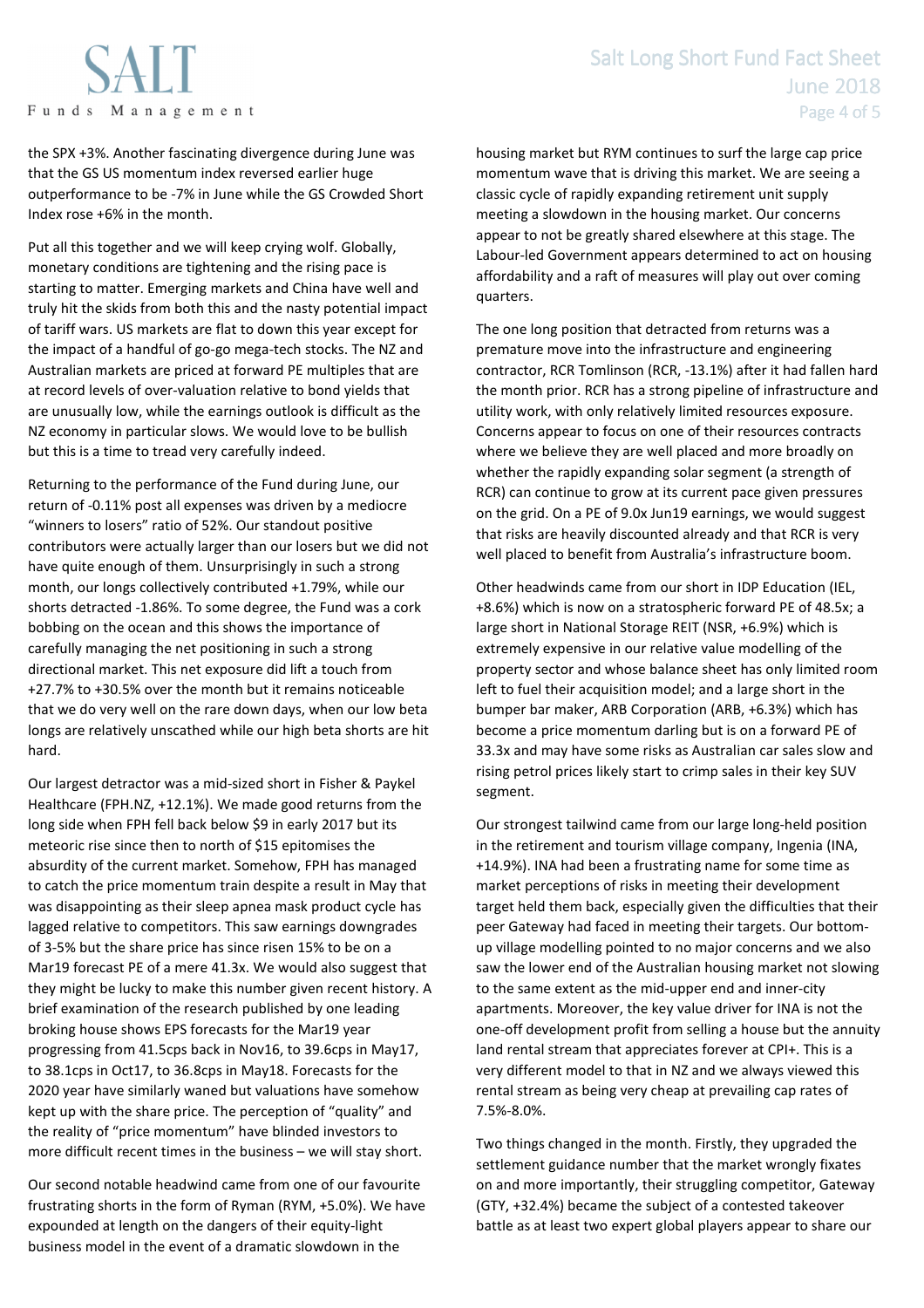the SPX +3%. Another fascinating divergence during June was that the GS US momentum index reversed earlier huge outperformance to be -7% in June while the GS Crowded Short Index rose +6% in the month.

Put all this together and we will keep crying wolf. Globally, monetary conditions are tightening and the rising pace is starting to matter. Emerging markets and China have well and truly hit the skids from both this and the nasty potential impact of tariff wars. US markets are flat to down this year except for the impact of a handful of go-go mega-tech stocks. The NZ and Australian markets are priced at forward PE multiples that are at record levels of over-valuation relative to bond yields that are unusually low, while the earnings outlook is difficult as the NZ economy in particular slows. We would love to be bullish but this is a time to tread very carefully indeed.

Returning to the performance of the Fund during June, our return of -0.11% post all expenses was driven by a mediocre "winners to losers" ratio of 52%. Our standout positive contributors were actually larger than our losers but we did not have quite enough of them. Unsurprisingly in such a strong month, our longs collectively contributed +1.79%, while our shorts detracted -1.86%. To some degree, the Fund was a cork bobbing on the ocean and this shows the importance of carefully managing the net positioning in such a strong directional market. This net exposure did lift a touch from +27.7% to +30.5% over the month but it remains noticeable that we do very well on the rare down days, when our low beta longs are relatively unscathed while our high beta shorts are hit hard.

Our largest detractor was a mid-sized short in Fisher & Paykel Healthcare (FPH.NZ, +12.1%). We made good returns from the long side when FPH fell back below $9 in early 2017 but its meteoric rise since then to north of $15 epitomises the absurdity of the current market. Somehow, FPH has managed to catch the price momentum train despite a result in May that was disappointing as their sleep apnea mask product cycle has lagged relative to competitors. This saw earnings downgrades of 3-5% but the share price has since risen 15% to be on a Mar19 forecast PE of a mere 41.3x. We would also suggest that they might be lucky to make this number given recent history. A brief examination of the research published by one leading broking house shows EPS forecasts for the Mar19 year progressing from 41.5cps back in Nov16, to 39.6cps in May17, to 38.1cps in Oct17, to 36.8cps in May18. Forecasts for the 2020 year have similarly waned but valuations have somehow kept up with the share price. The perception of "quality" and the reality of "price momentum" have blinded investors to more difficult recent times in the business – we will stay short.

Our second notable headwind came from one of our favourite frustrating shorts in the form of Ryman (RYM, +5.0%). We have expounded at length on the dangers of their equity-light business model in the event of a dramatic slowdown in the housing market but RYM continues to surf the large cap price momentum wave that is driving this market. We are seeing a classic cycle of rapidly expanding retirement unit supply meeting a slowdown in the housing market. Our concerns appear to not be greatly shared elsewhere at this stage. The Labour-led Government appears determined to act on housing affordability and a raft of measures will play out over coming quarters.

The one long position that detracted from returns was a premature move into the infrastructure and engineering contractor, RCR Tomlinson (RCR, -13.1%) after it had fallen hard the month prior. RCR has a strong pipeline of infrastructure and utility work, with only relatively limited resources exposure. Concerns appear to focus on one of their resources contracts where we believe they are well placed and more broadly on whether the rapidly expanding solar segment (a strength of RCR) can continue to grow at its current pace given pressures on the grid. On a PE of 9.0x Jun19 earnings, we would suggest that risks are heavily discounted already and that RCR is very well placed to benefit from Australia's infrastructure boom.

Other headwinds came from our short in IDP Education (IEL, +8.6%) which is now on a stratospheric forward PE of 48.5x; a large short in National Storage REIT (NSR, +6.9%) which is extremely expensive in our relative value modelling of the property sector and whose balance sheet has only limited room left to fuel their acquisition model; and a large short in the bumper bar maker, ARB Corporation (ARB, +6.3%) which has become a price momentum darling but is on a forward PE of 33.3x and may have some risks as Australian car sales slow and rising petrol prices likely start to crimp sales in their key SUV segment.

Our strongest tailwind came from our large long-held position in the retirement and tourism village company, Ingenia (INA, +14.9%). INA had been a frustrating name for some time as market perceptions of risks in meeting their development target held them back, especially given the difficulties that their peer Gateway had faced in meeting their targets. Our bottom-up village modelling pointed to no major concerns and we also saw the lower end of the Australian housing market not slowing to the same extent as the mid-upper end and inner-city apartments. Moreover, the key value driver for INA is not the one-off development profit from selling a house but the annuity land rental stream that appreciates forever at CPI+. This is a very different model to that in NZ and we always viewed this rental stream as being very cheap at prevailing cap rates of 7.5%-8.0%.

Two things changed in the month. Firstly, they upgraded the settlement guidance number that the market wrongly fixates on and more importantly, their struggling competitor, Gateway (GTY, +32.4%) became the subject of a contested takeover battle as at least two expert global players appear to share our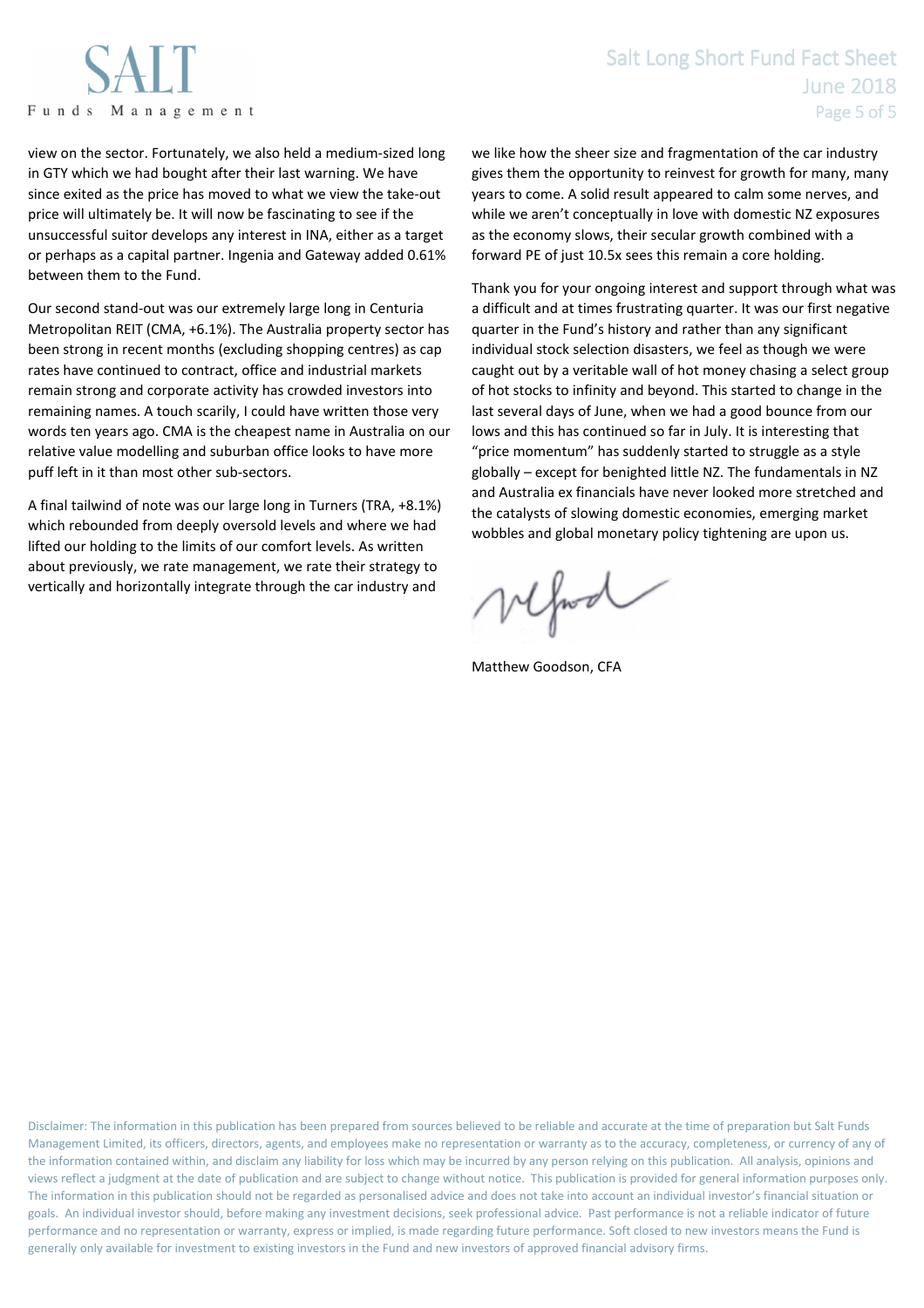view on the sector. Fortunately, we also held a medium-sized long in GTY which we had bought after their last warning. We have since exited as the price has moved to what we view the take-out price will ultimately be. It will now be fascinating to see if the unsuccessful suitor develops any interest in INA, either as a target or perhaps as a capital partner. Ingenia and Gateway added 0.61% between them to the Fund.

Our second stand-out was our extremely large long in Centuria Metropolitan REIT (CMA, +6.1%). The Australia property sector has been strong in recent months (excluding shopping centres) as cap rates have continued to contract, office and industrial markets remain strong and corporate activity has crowded investors into remaining names. A touch scarily, I could have written those very words ten years ago. CMA is the cheapest name in Australia on our relative value modelling and suburban office looks to have more puff left in it than most other sub-sectors.

A final tailwind of note was our large long in Turners (TRA, +8.1%) which rebounded from deeply oversold levels and where we had lifted our holding to the limits of our comfort levels. As written about previously, we rate management, we rate their strategy to vertically and horizontally integrate through the car industry and we like how the sheer size and fragmentation of the car industry gives them the opportunity to reinvest for growth for many, many years to come. A solid result appeared to calm some nerves, and while we aren't conceptually in love with domestic NZ exposures as the economy slows, their secular growth combined with a forward PE of just 10.5x sees this remain a core holding.

Thank you for your ongoing interest and support through what was a difficult and at times frustrating quarter. It was our first negative quarter in the Fund's history and rather than any significant individual stock selection disasters, we feel as though we were caught out by a veritable wall of hot money chasing a select group of hot stocks to infinity and beyond. This started to change in the last several days of June, when we had a good bounce from our lows and this has continued so far in July. It is interesting that "price momentum" has suddenly started to struggle as a style globally – except for benighted little NZ. The fundamentals in NZ and Australia ex financials have never looked more stretched and the catalysts of slowing domestic economies, emerging market wobbles and global monetary policy tightening are upon us.

Matthew Goodson, CFA

Disclaimer: The information in this publication has been prepared from sources believed to be reliable and accurate at the time of preparation but Salt Funds Management Limited, its officers, directors, agents, and employees make no representation or warranty as to the accuracy, completeness, or currency of any of the information contained within, and disclaim any liability for loss which may be incurred by any person relying on this publication. All analysis, opinions and views reflect a judgment at the date of publication and are subject to change without notice. This publication is provided for general information purposes only. The information in this publication should not be regarded as personalised advice and does not take into account an individual investor's financial situation or goals. An individual investor should, before making any investment decisions, seek professional advice. Past performance is not a reliable indicator of future performance and no representation or warranty, express or implied, is made regarding future performance. Soft closed to new investors means the Fund is generally only available for investment to existing investors in the Fund and new investors of approved financial advisory firms.